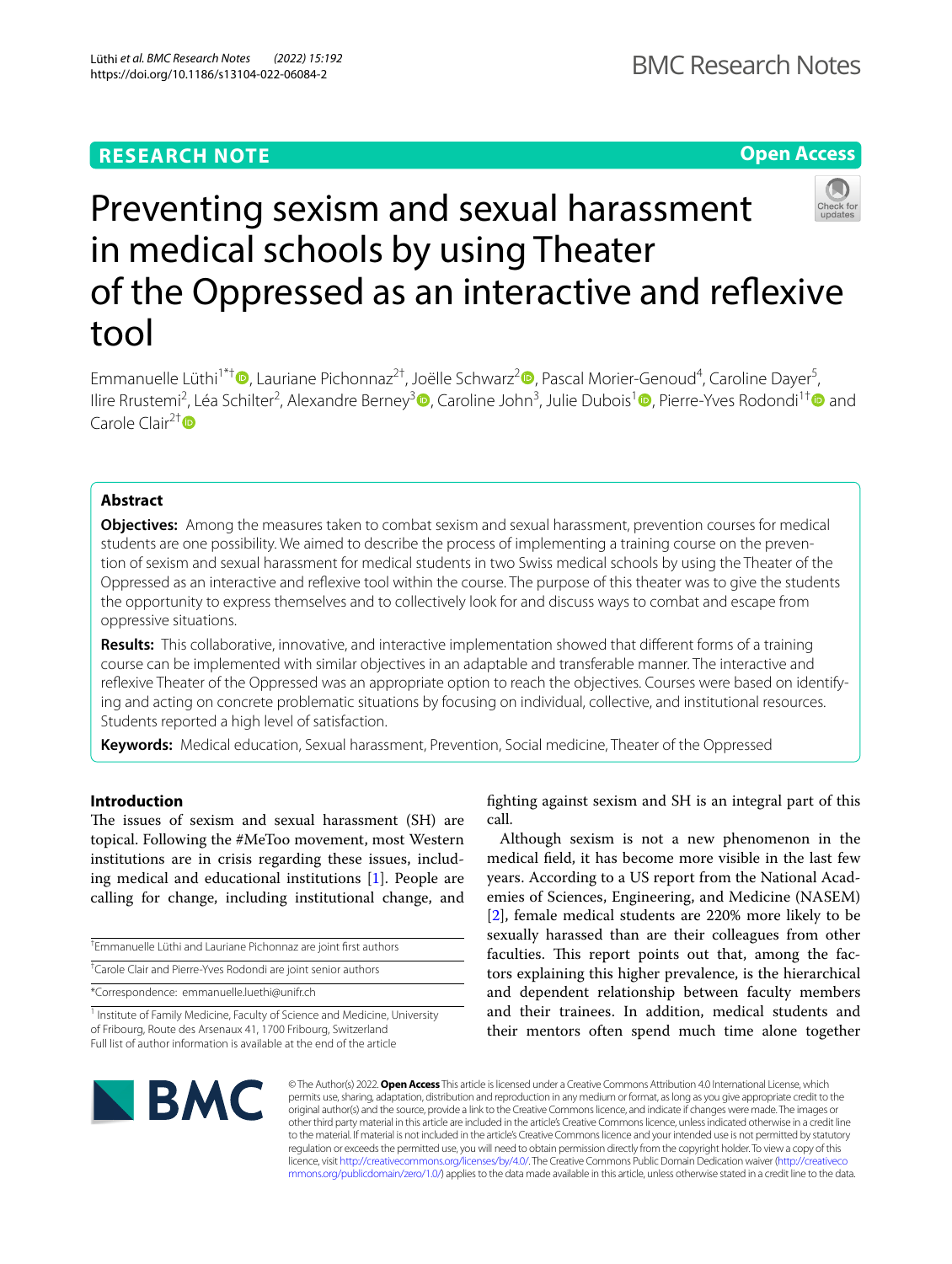RESEARCH NOTE

Open Access

# Preventing sexism and sexual harassment in medical schools by using Theater of the Oppressed as an interactive and reflexive tool

Emmanuelle Lüthi[1*†], Lauriane Pichonnaz[2†], Joëlle Schwarz[2], Pascal Morier-Genoud[4], Caroline Dayer[5], Ilire Rrustemi[2], Léa Schilter[2], Alexandre Berney[3], Caroline John[3], Julie Dubois[1], Pierre-Yves Rodondi[1†] and Carole Clair[2†]

## Abstract

**Objectives:** Among the measures taken to combat sexism and sexual harassment, prevention courses for medical students are one possibility. We aimed to describe the process of implementing a training course on the prevention of sexism and sexual harassment for medical students in two Swiss medical schools by using the Theater of the Oppressed as an interactive and reflexive tool within the course. The purpose of this theater was to give the students the opportunity to express themselves and to collectively look for and discuss ways to combat and escape from oppressive situations.

**Results:** This collaborative, innovative, and interactive implementation showed that different forms of a training course can be implemented with similar objectives in an adaptable and transferable manner. The interactive and reflexive Theater of the Oppressed was an appropriate option to reach the objectives. Courses were based on identifying and acting on concrete problematic situations by focusing on individual, collective, and institutional resources. Students reported a high level of satisfaction.

**Keywords:** Medical education, Sexual harassment, Prevention, Social medicine, Theater of the Oppressed

## Introduction

The issues of sexism and sexual harassment (SH) are topical. Following the #MeToo movement, most Western institutions are in crisis regarding these issues, including medical and educational institutions [1]. People are calling for change, including institutional change, and fighting against sexism and SH is an integral part of this call.

Although sexism is not a new phenomenon in the medical field, it has become more visible in the last few years. According to a US report from the National Academies of Sciences, Engineering, and Medicine (NASEM) [2], female medical students are 220% more likely to be sexually harassed than are their colleagues from other faculties. This report points out that, among the factors explaining this higher prevalence, is the hierarchical and dependent relationship between faculty members and their trainees. In addition, medical students and their mentors often spend much time alone together

†Emmanuelle Lüthi and Lauriane Pichonnaz are joint first authors

†Carole Clair and Pierre-Yves Rodondi are joint senior authors

*Correspondence: emmanuelle.luethi@unifr.ch

[1] Institute of Family Medicine, Faculty of Science and Medicine, University of Fribourg, Route des Arsenaux 41, 1700 Fribourg, Switzerland

Full list of author information is available at the end of the article

© The Author(s) 2022. **Open Access** This article is licensed under a Creative Commons Attribution 4.0 International License, which permits use, sharing, adaptation, distribution and reproduction in any medium or format, as long as you give appropriate credit to the original author(s) and the source, provide a link to the Creative Commons licence, and indicate if changes were made. The images or other third party material in this article are included in the article's Creative Commons licence, unless indicated otherwise in a credit line to the material. If material is not included in the article's Creative Commons licence and your intended use is not permitted by statutory regulation or exceeds the permitted use, you will need to obtain permission directly from the copyright holder. To view a copy of this licence, visit http://creativecommons.org/licenses/by/4.0/. The Creative Commons Public Domain Dedication waiver (http://creativecommons.org/publicdomain/zero/1.0/) applies to the data made available in this article, unless otherwise stated in a credit line to the data.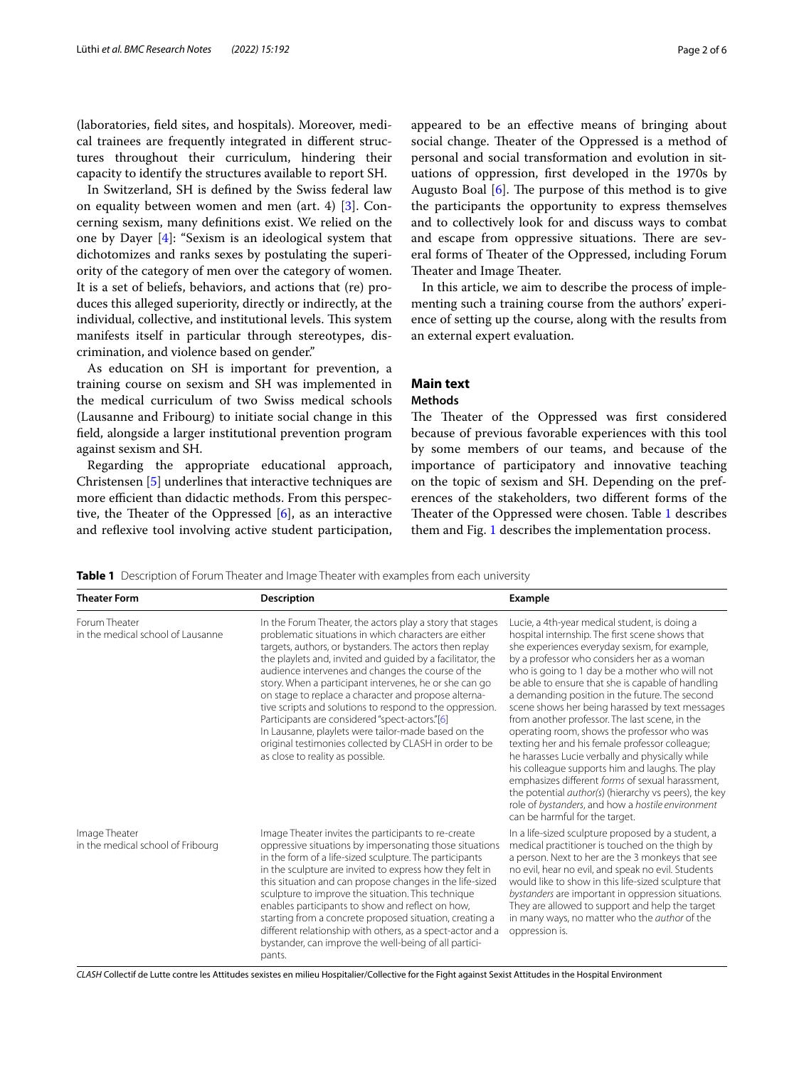(laboratories, field sites, and hospitals). Moreover, medical trainees are frequently integrated in different structures throughout their curriculum, hindering their capacity to identify the structures available to report SH.

In Switzerland, SH is defined by the Swiss federal law on equality between women and men (art. 4) [3]. Concerning sexism, many definitions exist. We relied on the one by Dayer [4]: "Sexism is an ideological system that dichotomizes and ranks sexes by postulating the superiority of the category of men over the category of women. It is a set of beliefs, behaviors, and actions that (re) produces this alleged superiority, directly or indirectly, at the individual, collective, and institutional levels. This system manifests itself in particular through stereotypes, discrimination, and violence based on gender."

As education on SH is important for prevention, a training course on sexism and SH was implemented in the medical curriculum of two Swiss medical schools (Lausanne and Fribourg) to initiate social change in this field, alongside a larger institutional prevention program against sexism and SH.

Regarding the appropriate educational approach, Christensen [5] underlines that interactive techniques are more efficient than didactic methods. From this perspective, the Theater of the Oppressed [6], as an interactive and reflexive tool involving active student participation, appeared to be an effective means of bringing about social change. Theater of the Oppressed is a method of personal and social transformation and evolution in situations of oppression, first developed in the 1970s by Augusto Boal [6]. The purpose of this method is to give the participants the opportunity to express themselves and to collectively look for and discuss ways to combat and escape from oppressive situations. There are several forms of Theater of the Oppressed, including Forum Theater and Image Theater.

In this article, we aim to describe the process of implementing such a training course from the authors' experience of setting up the course, along with the results from an external expert evaluation.

## Main text

### Methods

The Theater of the Oppressed was first considered because of previous favorable experiences with this tool by some members of our teams, and because of the importance of participatory and innovative teaching on the topic of sexism and SH. Depending on the preferences of the stakeholders, two different forms of the Theater of the Oppressed were chosen. Table 1 describes them and Fig. 1 describes the implementation process.

**Table 1** Description of Forum Theater and Image Theater with examples from each university

| Theater Form | Description | Example |
|---|---|---|
| Forum Theater in the medical school of Lausanne | In the Forum Theater, the actors play a story that stages problematic situations in which characters are either targets, authors, or bystanders. The actors then replay the playlets and, invited and guided by a facilitator, the audience intervenes and changes the course of the story. When a participant intervenes, he or she can go on stage to replace a character and propose alternative scripts and solutions to respond to the oppression. Participants are considered "spect-actors."[6] In Lausanne, playlets were tailor-made based on the original testimonies collected by CLASH in order to be as close to reality as possible. | Lucie, a 4th-year medical student, is doing a hospital internship. The first scene shows that she experiences everyday sexism, for example, by a professor who considers her as a woman who is going to 1 day be a mother who will not be able to ensure that she is capable of handling a demanding position in the future. The second scene shows her being harassed by text messages from another professor. The last scene, in the operating room, shows the professor who was texting her and his female professor colleague; he harasses Lucie verbally and physically while his colleague supports him and laughs. The play emphasizes different *forms* of sexual harassment, the potential *author(s)* (hierarchy vs peers), the key role of *bystanders*, and how a *hostile environment* can be harmful for the target. |
| Image Theater in the medical school of Fribourg | Image Theater invites the participants to re-create oppressive situations by impersonating those situations in the form of a life-sized sculpture. The participants in the sculpture are invited to express how they felt in this situation and can propose changes in the life-sized sculpture to improve the situation. This technique enables participants to show and reflect on how, starting from a concrete proposed situation, creating a different relationship with others, as a spect-actor and a bystander, can improve the well-being of all participants. | In a life-sized sculpture proposed by a student, a medical practitioner is touched on the thigh by a person. Next to her are the 3 monkeys that see no evil, hear no evil, and speak no evil. Students would like to show in this life-sized sculpture that *bystanders* are important in oppression situations. They are allowed to support and help the target in many ways, no matter who the *author* of the oppression is. |

*CLASH* Collectif de Lutte contre les Attitudes sexistes en milieu Hospitalier/Collective for the Fight against Sexist Attitudes in the Hospital Environment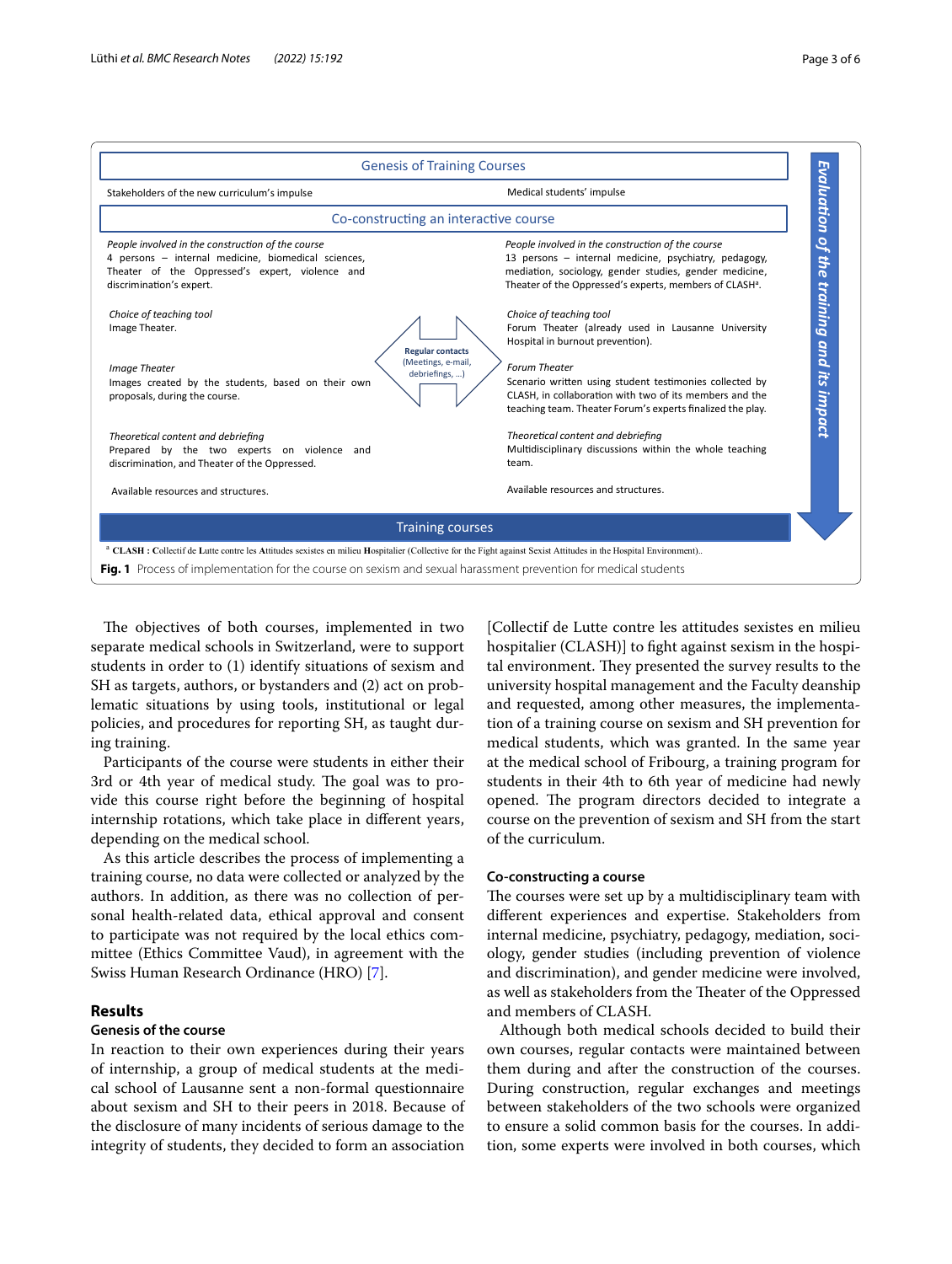Genesis of Training Courses

| Stakeholders of the new curriculum's impulse | Medical students' impulse |
| --- | --- |

Co-constructing an interactive course

| | | |
| --- | --- | --- |
| *People involved in the construction of the course*<br>4 persons – internal medicine, biomedical sciences, Theater of the Oppressed's expert, violence and discrimination's expert. | | *People involved in the construction of the course*<br>13 persons – internal medicine, psychiatry, pedagogy, mediation, sociology, gender studies, gender medicine, Theater of the Oppressed's experts, members of CLASH[a]. |
| *Choice of teaching tool*<br>Image Theater. | Regular contacts (Meetings, e-mail, debriefings, ...) | *Choice of teaching tool*<br>Forum Theater (already used in Lausanne University Hospital in burnout prevention). |
| *Image Theater*<br>Images created by the students, based on their own proposals, during the course. | | *Forum Theater*<br>Scenario written using student testimonies collected by CLASH, in collaboration with two of its members and the teaching team. Theater Forum's experts finalized the play. |
| *Theoretical content and debriefing*<br>Prepared by the two experts on violence and discrimination, and Theater of the Oppressed. | | *Theoretical content and debriefing*<br>Multidisciplinary discussions within the whole teaching team. |
| Available resources and structures. | | Available resources and structures. |

Training courses

Evaluation of the training and its impact

[a] **CLASH : C**ollectif de **L**utte contre les **A**ttitudes sexistes en milieu **H**ospitalier (Collective for the Fight against Sexist Attitudes in the Hospital Environment).

**Fig. 1** Process of implementation for the course on sexism and sexual harassment prevention for medical students

The objectives of both courses, implemented in two separate medical schools in Switzerland, were to support students in order to (1) identify situations of sexism and SH as targets, authors, or bystanders and (2) act on problematic situations by using tools, institutional or legal policies, and procedures for reporting SH, as taught during training.

Participants of the course were students in either their 3rd or 4th year of medical study. The goal was to provide this course right before the beginning of hospital internship rotations, which take place in different years, depending on the medical school.

As this article describes the process of implementing a training course, no data were collected or analyzed by the authors. In addition, as there was no collection of personal health-related data, ethical approval and consent to participate was not required by the local ethics committee (Ethics Committee Vaud), in agreement with the Swiss Human Research Ordinance (HRO) [7].

## Results

### Genesis of the course

In reaction to their own experiences during their years of internship, a group of medical students at the medical school of Lausanne sent a non-formal questionnaire about sexism and SH to their peers in 2018. Because of the disclosure of many incidents of serious damage to the integrity of students, they decided to form an association [Collectif de Lutte contre les attitudes sexistes en milieu hospitalier (CLASH)] to fight against sexism in the hospital environment. They presented the survey results to the university hospital management and the Faculty deanship and requested, among other measures, the implementation of a training course on sexism and SH prevention for medical students, which was granted. In the same year at the medical school of Fribourg, a training program for students in their 4th to 6th year of medicine had newly opened. The program directors decided to integrate a course on the prevention of sexism and SH from the start of the curriculum.

### Co-constructing a course

The courses were set up by a multidisciplinary team with different experiences and expertise. Stakeholders from internal medicine, psychiatry, pedagogy, mediation, sociology, gender studies (including prevention of violence and discrimination), and gender medicine were involved, as well as stakeholders from the Theater of the Oppressed and members of CLASH.

Although both medical schools decided to build their own courses, regular contacts were maintained between them during and after the construction of the courses. During construction, regular exchanges and meetings between stakeholders of the two schools were organized to ensure a solid common basis for the courses. In addition, some experts were involved in both courses, which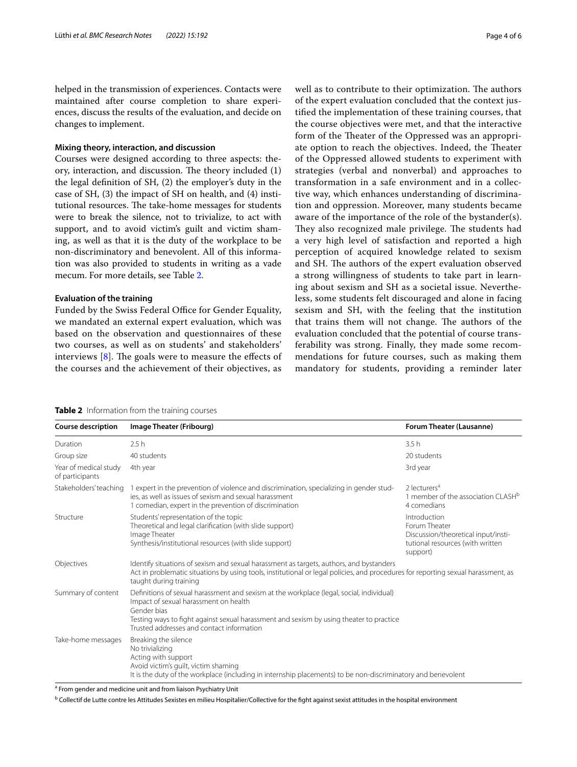helped in the transmission of experiences. Contacts were maintained after course completion to share experiences, discuss the results of the evaluation, and decide on changes to implement.

### Mixing theory, interaction, and discussion

Courses were designed according to three aspects: theory, interaction, and discussion. The theory included (1) the legal definition of SH, (2) the employer's duty in the case of SH, (3) the impact of SH on health, and (4) institutional resources. The take-home messages for students were to break the silence, not to trivialize, to act with support, and to avoid victim's guilt and victim shaming, as well as that it is the duty of the workplace to be non-discriminatory and benevolent. All of this information was also provided to students in writing as a vade mecum. For more details, see Table 2.

### Evaluation of the training

Funded by the Swiss Federal Office for Gender Equality, we mandated an external expert evaluation, which was based on the observation and questionnaires of these two courses, as well as on students' and stakeholders' interviews [8]. The goals were to measure the effects of the courses and the achievement of their objectives, as well as to contribute to their optimization. The authors of the expert evaluation concluded that the context justified the implementation of these training courses, that the course objectives were met, and that the interactive form of the Theater of the Oppressed was an appropriate option to reach the objectives. Indeed, the Theater of the Oppressed allowed students to experiment with strategies (verbal and nonverbal) and approaches to transformation in a safe environment and in a collective way, which enhances understanding of discrimination and oppression. Moreover, many students became aware of the importance of the role of the bystander(s). They also recognized male privilege. The students had a very high level of satisfaction and reported a high perception of acquired knowledge related to sexism and SH. The authors of the expert evaluation observed a strong willingness of students to take part in learning about sexism and SH as a societal issue. Nevertheless, some students felt discouraged and alone in facing sexism and SH, with the feeling that the institution that trains them will not change. The authors of the evaluation concluded that the potential of course transferability was strong. Finally, they made some recommendations for future courses, such as making them mandatory for students, providing a reminder later

**Table 2** Information from the training courses

| Course description | Image Theater (Fribourg) | Forum Theater (Lausanne) |
|---|---|---|
| Duration | 2.5 h | 3.5 h |
| Group size | 40 students | 20 students |
| Year of medical study of participants | 4th year | 3rd year |
| Stakeholders' teaching | 1 expert in the prevention of violence and discrimination, specializing in gender studies, as well as issues of sexism and sexual harassment<br>1 comedian, expert in the prevention of discrimination | 2 lecturers[a]<br>1 member of the association CLASH[b]<br>4 comedians |
| Structure | Students' representation of the topic<br>Theoretical and legal clarification (with slide support)<br>Image Theater<br>Synthesis/institutional resources (with slide support) | Introduction<br>Forum Theater<br>Discussion/theoretical input/institutional resources (with written support) |
| Objectives | Identify situations of sexism and sexual harassment as targets, authors, and bystanders<br>Act in problematic situations by using tools, institutional or legal policies, and procedures for reporting sexual harassment, as taught during training | |
| Summary of content | Definitions of sexual harassment and sexism at the workplace (legal, social, individual)<br>Impact of sexual harassment on health<br>Gender bias<br>Testing ways to fight against sexual harassment and sexism by using theater to practice<br>Trusted addresses and contact information | |
| Take-home messages | Breaking the silence<br>No trivializing<br>Acting with support<br>Avoid victim's guilt, victim shaming<br>It is the duty of the workplace (including in internship placements) to be non-discriminatory and benevolent | |

[a] From gender and medicine unit and from liaison Psychiatry Unit

[b] Collectif de Lutte contre les Attitudes Sexistes en milieu Hospitalier/Collective for the fight against sexist attitudes in the hospital environment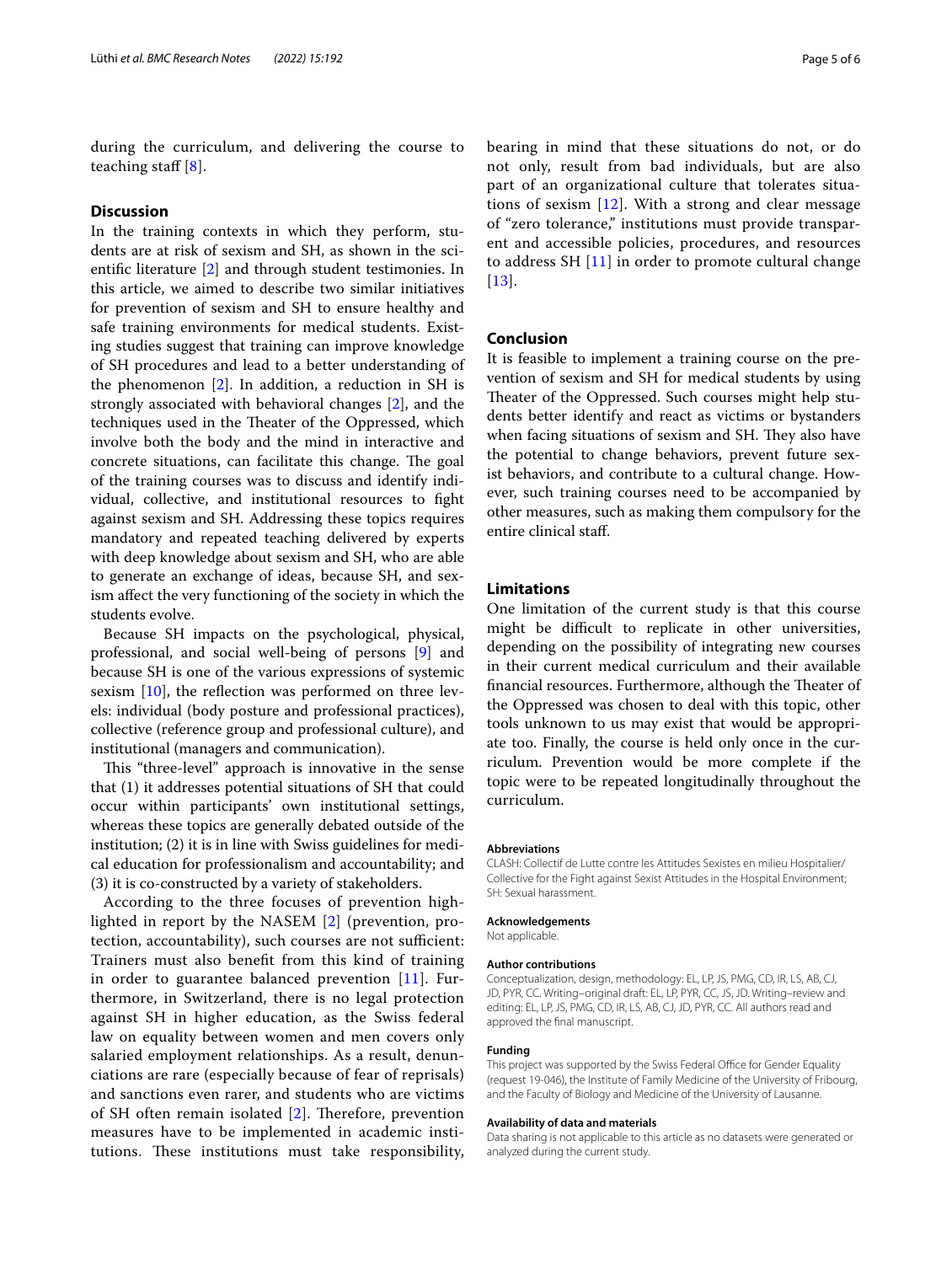during the curriculum, and delivering the course to teaching staff [8].

## Discussion

In the training contexts in which they perform, students are at risk of sexism and SH, as shown in the scientific literature [2] and through student testimonies. In this article, we aimed to describe two similar initiatives for prevention of sexism and SH to ensure healthy and safe training environments for medical students. Existing studies suggest that training can improve knowledge of SH procedures and lead to a better understanding of the phenomenon [2]. In addition, a reduction in SH is strongly associated with behavioral changes [2], and the techniques used in the Theater of the Oppressed, which involve both the body and the mind in interactive and concrete situations, can facilitate this change. The goal of the training courses was to discuss and identify individual, collective, and institutional resources to fight against sexism and SH. Addressing these topics requires mandatory and repeated teaching delivered by experts with deep knowledge about sexism and SH, who are able to generate an exchange of ideas, because SH, and sexism affect the very functioning of the society in which the students evolve.

Because SH impacts on the psychological, physical, professional, and social well-being of persons [9] and because SH is one of the various expressions of systemic sexism [10], the reflection was performed on three levels: individual (body posture and professional practices), collective (reference group and professional culture), and institutional (managers and communication).

This "three-level" approach is innovative in the sense that (1) it addresses potential situations of SH that could occur within participants' own institutional settings, whereas these topics are generally debated outside of the institution; (2) it is in line with Swiss guidelines for medical education for professionalism and accountability; and (3) it is co-constructed by a variety of stakeholders.

According to the three focuses of prevention highlighted in report by the NASEM [2] (prevention, protection, accountability), such courses are not sufficient: Trainers must also benefit from this kind of training in order to guarantee balanced prevention [11]. Furthermore, in Switzerland, there is no legal protection against SH in higher education, as the Swiss federal law on equality between women and men covers only salaried employment relationships. As a result, denunciations are rare (especially because of fear of reprisals) and sanctions even rarer, and students who are victims of SH often remain isolated [2]. Therefore, prevention measures have to be implemented in academic institutions. These institutions must take responsibility, bearing in mind that these situations do not, or do not only, result from bad individuals, but are also part of an organizational culture that tolerates situations of sexism [12]. With a strong and clear message of "zero tolerance," institutions must provide transparent and accessible policies, procedures, and resources to address SH [11] in order to promote cultural change [13].

## Conclusion

It is feasible to implement a training course on the prevention of sexism and SH for medical students by using Theater of the Oppressed. Such courses might help students better identify and react as victims or bystanders when facing situations of sexism and SH. They also have the potential to change behaviors, prevent future sexist behaviors, and contribute to a cultural change. However, such training courses need to be accompanied by other measures, such as making them compulsory for the entire clinical staff.

## Limitations

One limitation of the current study is that this course might be difficult to replicate in other universities, depending on the possibility of integrating new courses in their current medical curriculum and their available financial resources. Furthermore, although the Theater of the Oppressed was chosen to deal with this topic, other tools unknown to us may exist that would be appropriate too. Finally, the course is held only once in the curriculum. Prevention would be more complete if the topic were to be repeated longitudinally throughout the curriculum.

#### Abbreviations

CLASH: Collectif de Lutte contre les Attitudes Sexistes en milieu Hospitalier/Collective for the Fight against Sexist Attitudes in the Hospital Environment; SH: Sexual harassment.

#### Acknowledgements

Not applicable.

#### Author contributions

Conceptualization, design, methodology: EL, LP, JS, PMG, CD, IR, LS, AB, CJ, JD, PYR, CC. Writing–original draft: EL, LP, PYR, CC, JS, JD. Writing–review and editing: EL, LP, JS, PMG, CD, IR, LS, AB, CJ, JD, PYR, CC. All authors read and approved the final manuscript.

#### Funding

This project was supported by the Swiss Federal Office for Gender Equality (request 19-046), the Institute of Family Medicine of the University of Fribourg, and the Faculty of Biology and Medicine of the University of Lausanne.

#### Availability of data and materials

Data sharing is not applicable to this article as no datasets were generated or analyzed during the current study.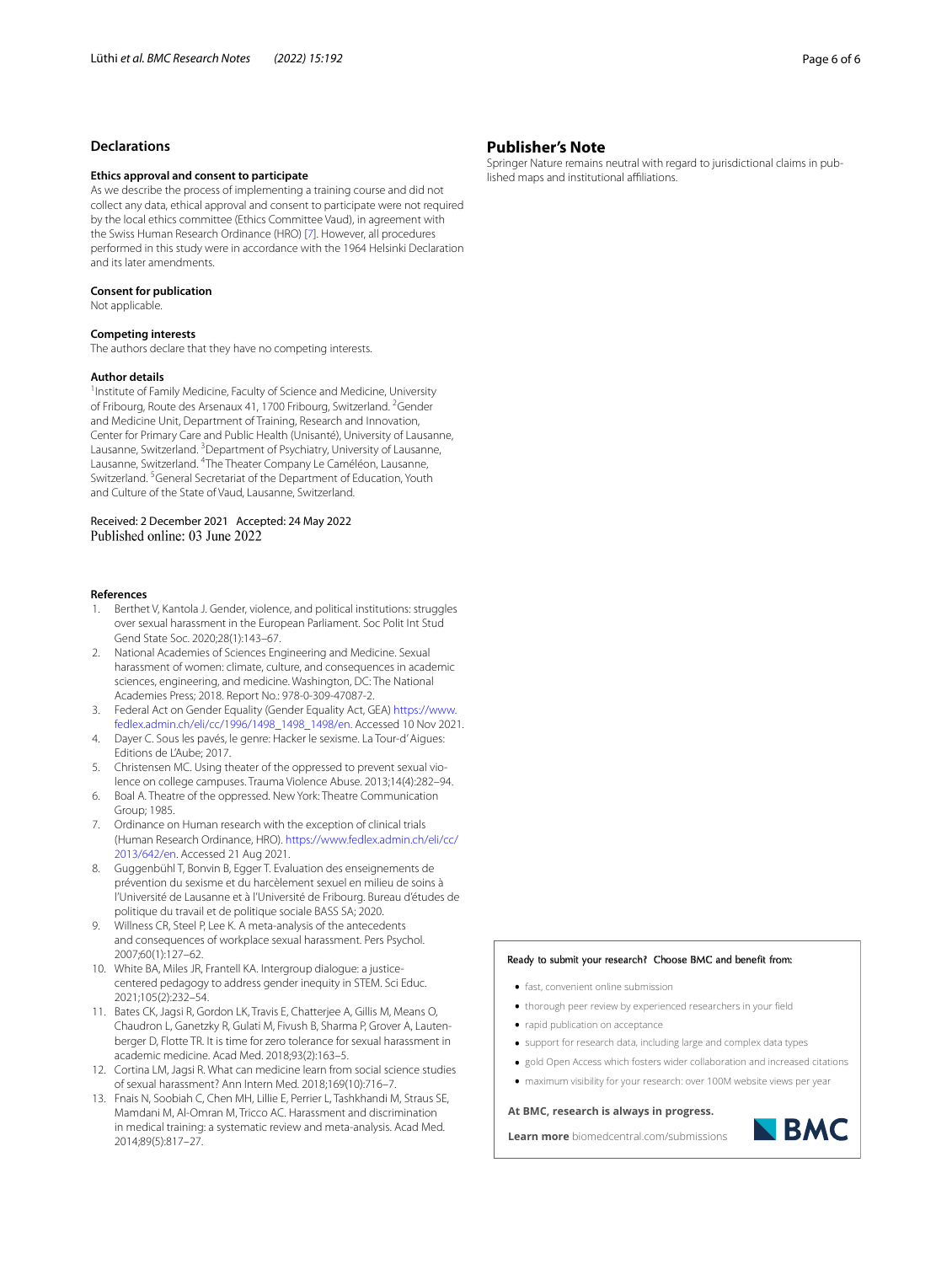## Declarations

### Ethics approval and consent to participate

As we describe the process of implementing a training course and did not collect any data, ethical approval and consent to participate were not required by the local ethics committee (Ethics Committee Vaud), in agreement with the Swiss Human Research Ordinance (HRO) [7]. However, all procedures performed in this study were in accordance with the 1964 Helsinki Declaration and its later amendments.

### Consent for publication

Not applicable.

### Competing interests

The authors declare that they have no competing interests.

### Author details

[1]Institute of Family Medicine, Faculty of Science and Medicine, University of Fribourg, Route des Arsenaux 41, 1700 Fribourg, Switzerland. [2]Gender and Medicine Unit, Department of Training, Research and Innovation, Center for Primary Care and Public Health (Unisanté), University of Lausanne, Lausanne, Switzerland. [3]Department of Psychiatry, University of Lausanne, Lausanne, Switzerland. [4]The Theater Company Le Caméléon, Lausanne, Switzerland. [5]General Secretariat of the Department of Education, Youth and Culture of the State of Vaud, Lausanne, Switzerland.

Received: 2 December 2021 Accepted: 24 May 2022
Published online: 03 June 2022

### References

1. Berthet V, Kantola J. Gender, violence, and political institutions: struggles over sexual harassment in the European Parliament. Soc Polit Int Stud Gend State Soc. 2020;28(1):143–67.
2. National Academies of Sciences Engineering and Medicine. Sexual harassment of women: climate, culture, and consequences in academic sciences, engineering, and medicine. Washington, DC: The National Academies Press; 2018. Report No.: 978-0-309-47087-2.
3. Federal Act on Gender Equality (Gender Equality Act, GEA) https://www.fedlex.admin.ch/eli/cc/1996/1498_1498_1498/en. Accessed 10 Nov 2021.
4. Dayer C. Sous les pavés, le genre: Hacker le sexisme. La Tour-d'Aigues: Editions de L'Aube; 2017.
5. Christensen MC. Using theater of the oppressed to prevent sexual violence on college campuses. Trauma Violence Abuse. 2013;14(4):282–94.
6. Boal A. Theatre of the oppressed. New York: Theatre Communication Group; 1985.
7. Ordinance on Human research with the exception of clinical trials (Human Research Ordinance, HRO). https://www.fedlex.admin.ch/eli/cc/2013/642/en. Accessed 21 Aug 2021.
8. Guggenbühl T, Bonvin B, Egger T. Evaluation des enseignements de prévention du sexisme et du harcèlement sexuel en milieu de soins à l'Université de Lausanne et à l'Université de Fribourg. Bureau d'études de politique du travail et de politique sociale BASS SA; 2020.
9. Willness CR, Steel P, Lee K. A meta-analysis of the antecedents and consequences of workplace sexual harassment. Pers Psychol. 2007;60(1):127–62.
10. White BA, Miles JR, Frantell KA. Intergroup dialogue: a justice-centered pedagogy to address gender inequity in STEM. Sci Educ. 2021;105(2):232–54.
11. Bates CK, Jagsi R, Gordon LK, Travis E, Chatterjee A, Gillis M, Means O, Chaudron L, Ganetzky R, Gulati M, Fivush B, Sharma P, Grover A, Lautenberger D, Flotte TR. It is time for zero tolerance for sexual harassment in academic medicine. Acad Med. 2018;93(2):163–5.
12. Cortina LM, Jagsi R. What can medicine learn from social science studies of sexual harassment? Ann Intern Med. 2018;169(10):716–7.
13. Fnais N, Soobiah C, Chen MH, Lillie E, Perrier L, Tashkhandi M, Straus SE, Mamdani M, Al-Omran M, Tricco AC. Harassment and discrimination in medical training: a systematic review and meta-analysis. Acad Med. 2014;89(5):817–27.

## Publisher's Note

Springer Nature remains neutral with regard to jurisdictional claims in published maps and institutional affiliations.

Ready to submit your research? Choose BMC and benefit from:

- fast, convenient online submission
- thorough peer review by experienced researchers in your field
- rapid publication on acceptance
- support for research data, including large and complex data types
- gold Open Access which fosters wider collaboration and increased citations
- maximum visibility for your research: over 100M website views per year

**At BMC, research is always in progress.**

**Learn more** biomedcentral.com/submissions

BMC